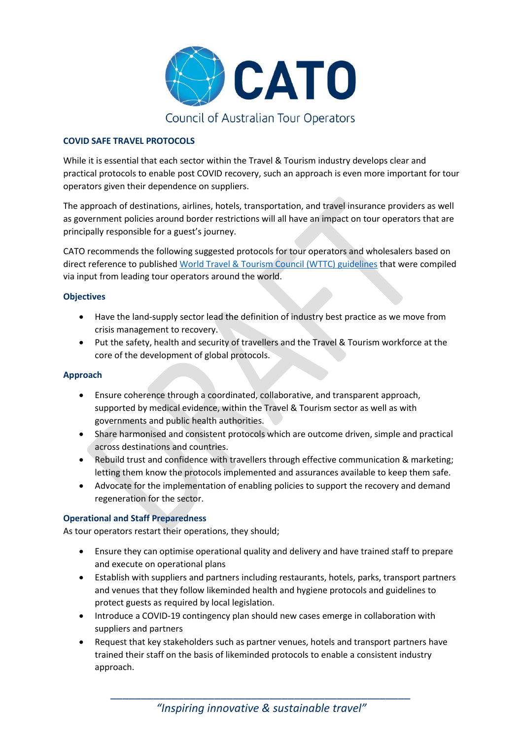CATO

Council of Australian Tour Operators

## COVID SAFE TRAVEL PROTOCOLS

While it is essential that each sector within the Travel & Tourism industry develops clear and practical protocols to enable post COVID recovery, such an approach is even more important for tour operators given their dependence on suppliers.

The approach of destinations, airlines, hotels, transportation, and travel insurance providers as well as government policies around border restrictions will all have an impact on tour operators that are principally responsible for a guest's journey.

CATO recommends the following suggested protocols for tour operators and wholesalers based on direct reference to published World Travel & Tourism Council (WTTC) guidelines that were compiled via input from leading tour operators around the world.

### Objectives

- Have the land-supply sector lead the definition of industry best practice as we move from crisis management to recovery.
- Put the safety, health and security of travellers and the Travel & Tourism workforce at the core of the development of global protocols.

### Approach

- Ensure coherence through a coordinated, collaborative, and transparent approach, supported by medical evidence, within the Travel & Tourism sector as well as with governments and public health authorities.
- Share harmonised and consistent protocols which are outcome driven, simple and practical across destinations and countries.
- Rebuild trust and confidence with travellers through effective communication & marketing; letting them know the protocols implemented and assurances available to keep them safe.
- Advocate for the implementation of enabling policies to support the recovery and demand regeneration for the sector.

### Operational and Staff Preparedness

As tour operators restart their operations, they should;

- Ensure they can optimise operational quality and delivery and have trained staff to prepare and execute on operational plans
- Establish with suppliers and partners including restaurants, hotels, parks, transport partners and venues that they follow likeminded health and hygiene protocols and guidelines to protect guests as required by local legislation.
- Introduce a COVID-19 contingency plan should new cases emerge in collaboration with suppliers and partners
- Request that key stakeholders such as partner venues, hotels and transport partners have trained their staff on the basis of likeminded protocols to enable a consistent industry approach.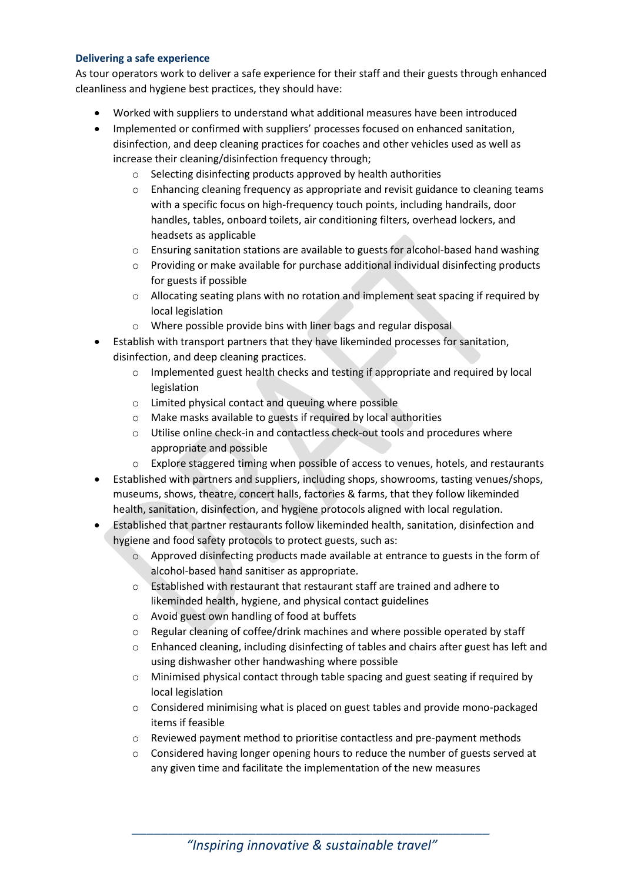**Delivering a safe experience**

As tour operators work to deliver a safe experience for their staff and their guests through enhanced cleanliness and hygiene best practices, they should have:

- Worked with suppliers to understand what additional measures have been introduced
- Implemented or confirmed with suppliers' processes focused on enhanced sanitation, disinfection, and deep cleaning practices for coaches and other vehicles used as well as increase their cleaning/disinfection frequency through;
    - Selecting disinfecting products approved by health authorities
    - Enhancing cleaning frequency as appropriate and revisit guidance to cleaning teams with a specific focus on high-frequency touch points, including handrails, door handles, tables, onboard toilets, air conditioning filters, overhead lockers, and headsets as applicable
    - Ensuring sanitation stations are available to guests for alcohol-based hand washing
    - Providing or make available for purchase additional individual disinfecting products for guests if possible
    - Allocating seating plans with no rotation and implement seat spacing if required by local legislation
    - Where possible provide bins with liner bags and regular disposal
- Establish with transport partners that they have likeminded processes for sanitation, disinfection, and deep cleaning practices.
    - Implemented guest health checks and testing if appropriate and required by local legislation
    - Limited physical contact and queuing where possible
    - Make masks available to guests if required by local authorities
    - Utilise online check-in and contactless check-out tools and procedures where appropriate and possible
    - Explore staggered timing when possible of access to venues, hotels, and restaurants
- Established with partners and suppliers, including shops, showrooms, tasting venues/shops, museums, shows, theatre, concert halls, factories & farms, that they follow likeminded health, sanitation, disinfection, and hygiene protocols aligned with local regulation.
- Established that partner restaurants follow likeminded health, sanitation, disinfection and hygiene and food safety protocols to protect guests, such as:
    - Approved disinfecting products made available at entrance to guests in the form of alcohol-based hand sanitiser as appropriate.
    - Established with restaurant that restaurant staff are trained and adhere to likeminded health, hygiene, and physical contact guidelines
    - Avoid guest own handling of food at buffets
    - Regular cleaning of coffee/drink machines and where possible operated by staff
    - Enhanced cleaning, including disinfecting of tables and chairs after guest has left and using dishwasher other handwashing where possible
    - Minimised physical contact through table spacing and guest seating if required by local legislation
    - Considered minimising what is placed on guest tables and provide mono-packaged items if feasible
    - Reviewed payment method to prioritise contactless and pre-payment methods
    - Considered having longer opening hours to reduce the number of guests served at any given time and facilitate the implementation of the new measures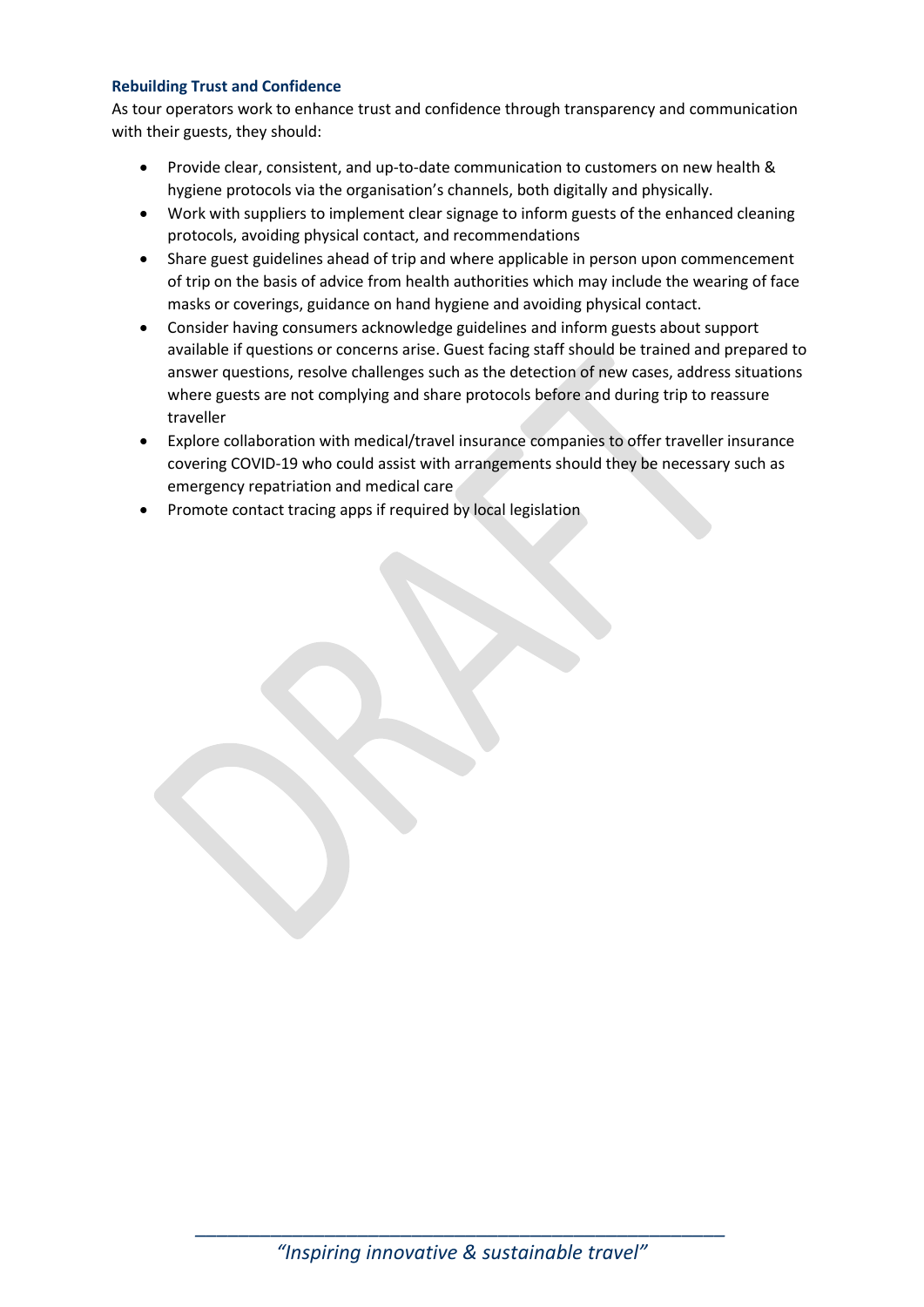### Rebuilding Trust and Confidence

As tour operators work to enhance trust and confidence through transparency and communication with their guests, they should:

- Provide clear, consistent, and up-to-date communication to customers on new health & hygiene protocols via the organisation's channels, both digitally and physically.
- Work with suppliers to implement clear signage to inform guests of the enhanced cleaning protocols, avoiding physical contact, and recommendations
- Share guest guidelines ahead of trip and where applicable in person upon commencement of trip on the basis of advice from health authorities which may include the wearing of face masks or coverings, guidance on hand hygiene and avoiding physical contact.
- Consider having consumers acknowledge guidelines and inform guests about support available if questions or concerns arise. Guest facing staff should be trained and prepared to answer questions, resolve challenges such as the detection of new cases, address situations where guests are not complying and share protocols before and during trip to reassure traveller
- Explore collaboration with medical/travel insurance companies to offer traveller insurance covering COVID-19 who could assist with arrangements should they be necessary such as emergency repatriation and medical care
- Promote contact tracing apps if required by local legislation